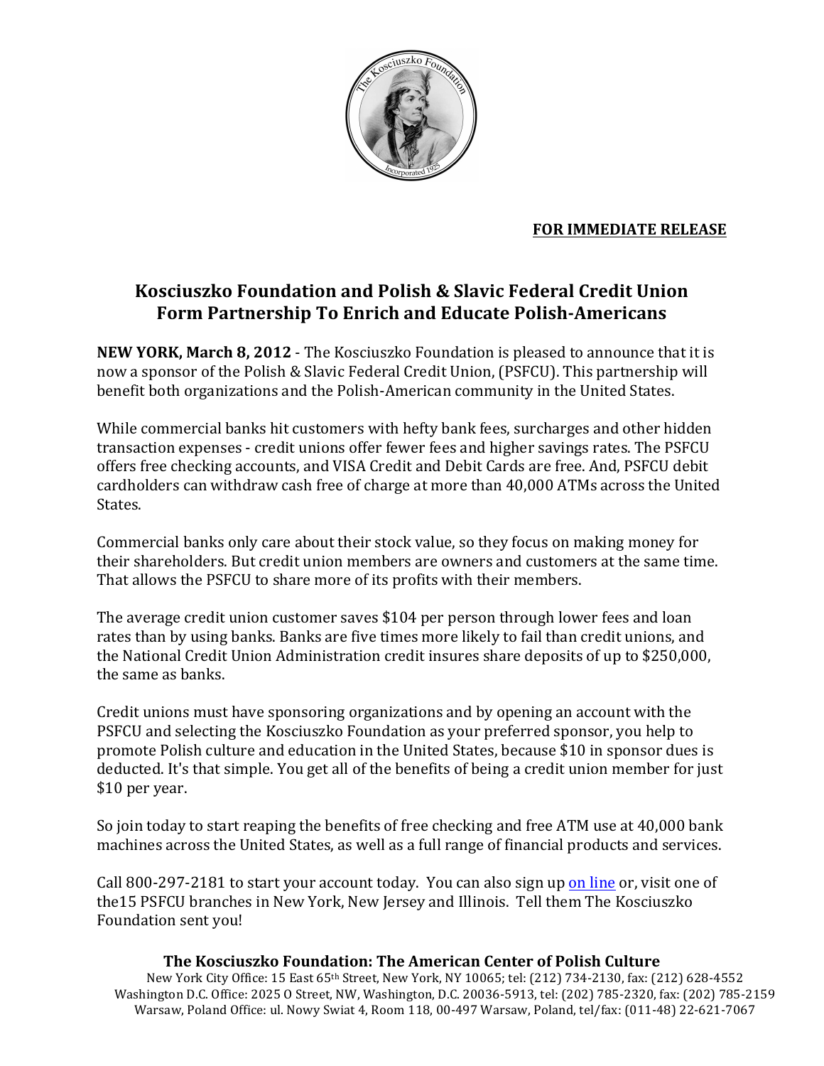**FOR IMMEDIATE RELEASE**

# Kosciuszko Foundation and Polish & Slavic Federal Credit Union Form Partnership To Enrich and Educate Polish-Americans

**NEW YORK, March 8, 2012** - The Kosciuszko Foundation is pleased to announce that it is now a sponsor of the Polish & Slavic Federal Credit Union, (PSFCU). This partnership will benefit both organizations and the Polish-American community in the United States.

While commercial banks hit customers with hefty bank fees, surcharges and other hidden transaction expenses - credit unions offer fewer fees and higher savings rates. The PSFCU offers free checking accounts, and VISA Credit and Debit Cards are free. And, PSFCU debit cardholders can withdraw cash free of charge at more than 40,000 ATMs across the United States.

Commercial banks only care about their stock value, so they focus on making money for their shareholders. But credit union members are owners and customers at the same time. That allows the PSFCU to share more of its profits with their members.

The average credit union customer saves $104 per person through lower fees and loan rates than by using banks. Banks are five times more likely to fail than credit unions, and the National Credit Union Administration credit insures share deposits of up to $250,000, the same as banks.

Credit unions must have sponsoring organizations and by opening an account with the PSFCU and selecting the Kosciuszko Foundation as your preferred sponsor, you help to promote Polish culture and education in the United States, because $10 in sponsor dues is deducted. It's that simple. You get all of the benefits of being a credit union member for just $10 per year.

So join today to start reaping the benefits of free checking and free ATM use at 40,000 bank machines across the United States, as well as a full range of financial products and services.

Call 800-297-2181 to start your account today. You can also sign up on line or, visit one of the15 PSFCU branches in New York, New Jersey and Illinois. Tell them The Kosciuszko Foundation sent you!

**The Kosciuszko Foundation: The American Center of Polish Culture**

New York City Office: 15 East 65th Street, New York, NY 10065; tel: (212) 734-2130, fax: (212) 628-4552
Washington D.C. Office: 2025 O Street, NW, Washington, D.C. 20036-5913, tel: (202) 785-2320, fax: (202) 785-2159
Warsaw, Poland Office: ul. Nowy Swiat 4, Room 118, 00-497 Warsaw, Poland, tel/fax: (011-48) 22-621-7067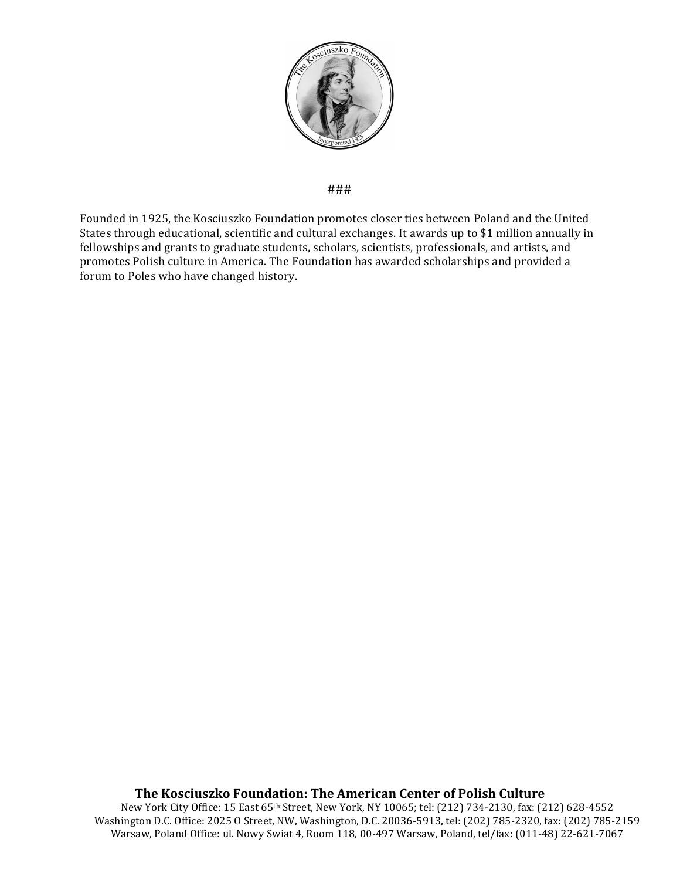###

Founded in 1925, the Kosciuszko Foundation promotes closer ties between Poland and the United States through educational, scientific and cultural exchanges. It awards up to $1 million annually in fellowships and grants to graduate students, scholars, scientists, professionals, and artists, and promotes Polish culture in America. The Foundation has awarded scholarships and provided a forum to Poles who have changed history.

**The Kosciuszko Foundation: The American Center of Polish Culture**

New York City Office: 15 East 65th Street, New York, NY 10065; tel: (212) 734-2130, fax: (212) 628-4552
Washington D.C. Office: 2025 O Street, NW, Washington, D.C. 20036-5913, tel: (202) 785-2320, fax: (202) 785-2159
Warsaw, Poland Office: ul. Nowy Swiat 4, Room 118, 00-497 Warsaw, Poland, tel/fax: (011-48) 22-621-7067